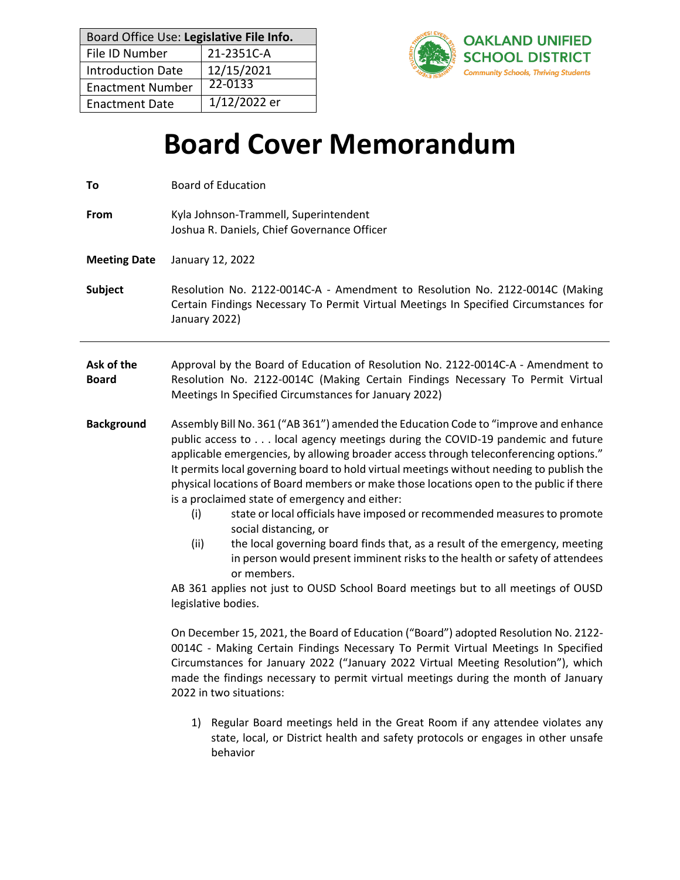| Board Office Use: **Legislative File Info.** | |
|---|---|
| File ID Number | 21-2351C-A |
| Introduction Date | 12/15/2021 |
| Enactment Number | 22-0133 |
| Enactment Date | 1/12/2022 er |

**OAKLAND UNIFIED SCHOOL DISTRICT**
*Community Schools, Thriving Students*

# Board Cover Memorandum

**To** Board of Education

**From** Kyla Johnson-Trammell, Superintendent
Joshua R. Daniels, Chief Governance Officer

**Meeting Date** January 12, 2022

**Subject** Resolution No. 2122-0014C-A - Amendment to Resolution No. 2122-0014C (Making Certain Findings Necessary To Permit Virtual Meetings In Specified Circumstances for January 2022)

---

**Ask of the Board** Approval by the Board of Education of Resolution No. 2122-0014C-A - Amendment to Resolution No. 2122-0014C (Making Certain Findings Necessary To Permit Virtual Meetings In Specified Circumstances for January 2022)

**Background** Assembly Bill No. 361 ("AB 361") amended the Education Code to "improve and enhance public access to . . . local agency meetings during the COVID-19 pandemic and future applicable emergencies, by allowing broader access through teleconferencing options." It permits local governing board to hold virtual meetings without needing to publish the physical locations of Board members or make those locations open to the public if there is a proclaimed state of emergency and either:

(i) state or local officials have imposed or recommended measures to promote social distancing, or

(ii) the local governing board finds that, as a result of the emergency, meeting in person would present imminent risks to the health or safety of attendees or members.

AB 361 applies not just to OUSD School Board meetings but to all meetings of OUSD legislative bodies.

On December 15, 2021, the Board of Education ("Board") adopted Resolution No. 2122-0014C - Making Certain Findings Necessary To Permit Virtual Meetings In Specified Circumstances for January 2022 ("January 2022 Virtual Meeting Resolution"), which made the findings necessary to permit virtual meetings during the month of January 2022 in two situations:

1) Regular Board meetings held in the Great Room if any attendee violates any state, local, or District health and safety protocols or engages in other unsafe behavior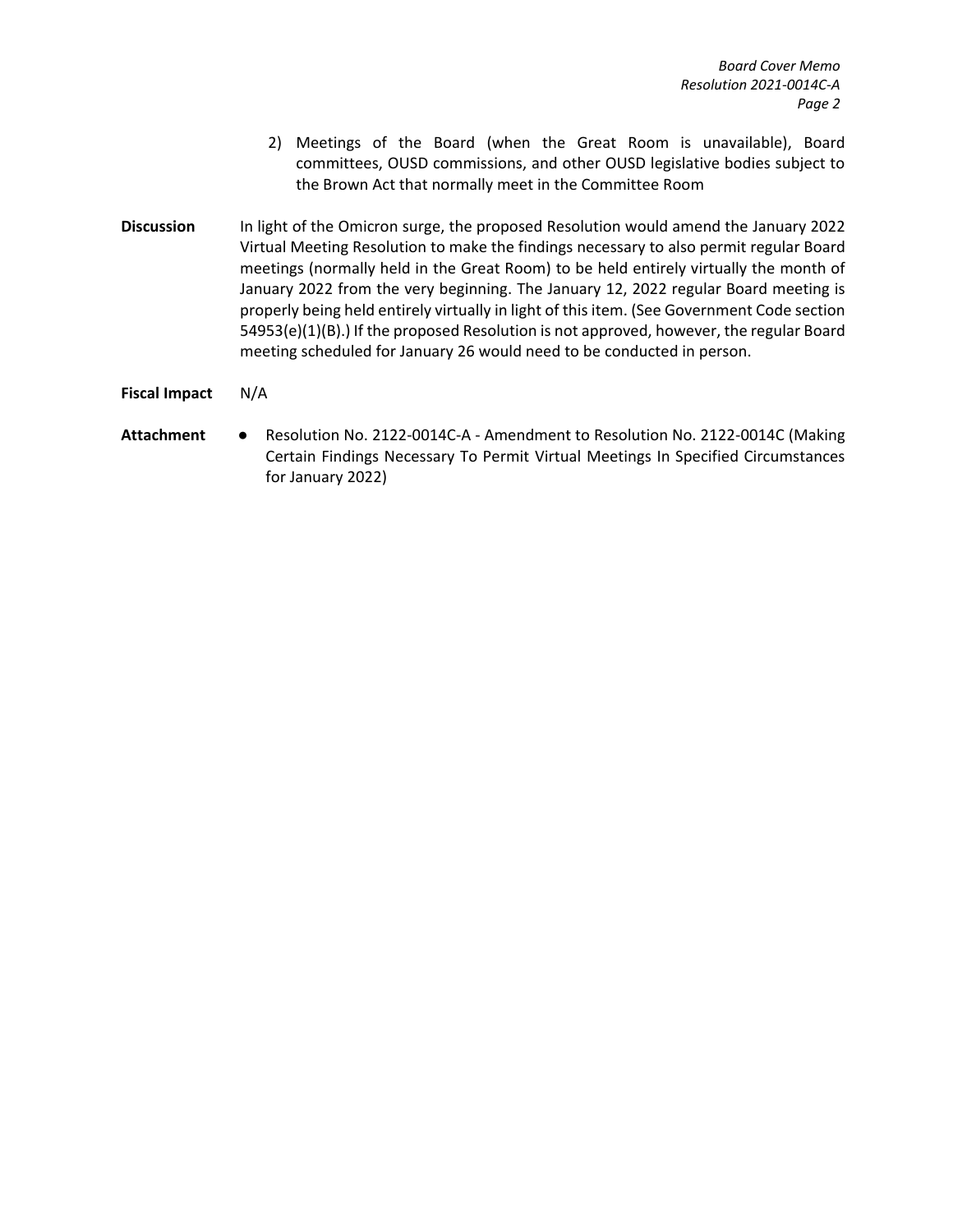2) Meetings of the Board (when the Great Room is unavailable), Board committees, OUSD commissions, and other OUSD legislative bodies subject to the Brown Act that normally meet in the Committee Room

**Discussion** In light of the Omicron surge, the proposed Resolution would amend the January 2022 Virtual Meeting Resolution to make the findings necessary to also permit regular Board meetings (normally held in the Great Room) to be held entirely virtually the month of January 2022 from the very beginning. The January 12, 2022 regular Board meeting is properly being held entirely virtually in light of this item. (See Government Code section 54953(e)(1)(B).) If the proposed Resolution is not approved, however, the regular Board meeting scheduled for January 26 would need to be conducted in person.

**Fiscal Impact** N/A

**Attachment**

- Resolution No. 2122-0014C-A - Amendment to Resolution No. 2122-0014C (Making Certain Findings Necessary To Permit Virtual Meetings In Specified Circumstances for January 2022)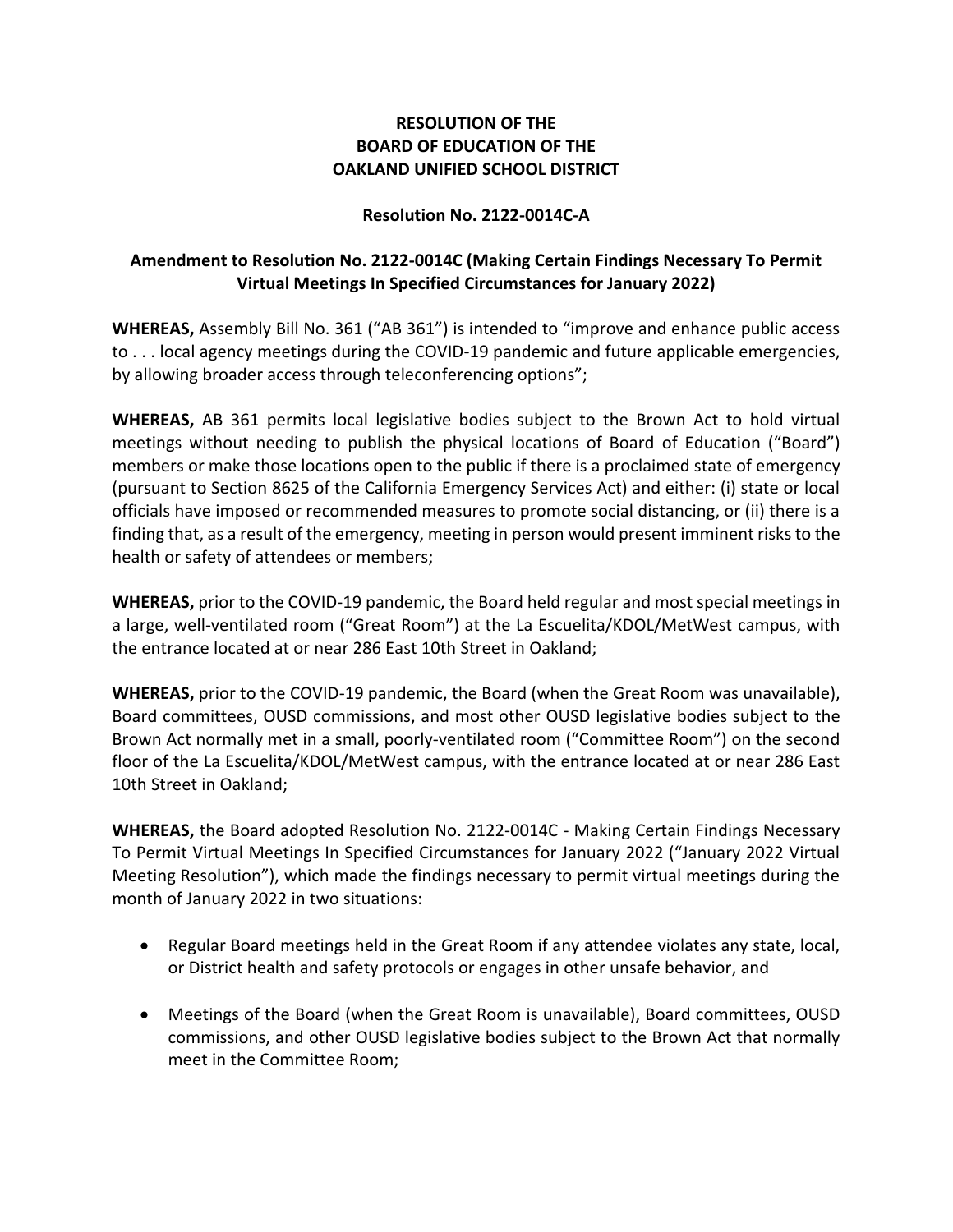**RESOLUTION OF THE**
**BOARD OF EDUCATION OF THE**
**OAKLAND UNIFIED SCHOOL DISTRICT**

**Resolution No. 2122-0014C-A**

**Amendment to Resolution No. 2122-0014C (Making Certain Findings Necessary To Permit Virtual Meetings In Specified Circumstances for January 2022)**

**WHEREAS,** Assembly Bill No. 361 ("AB 361") is intended to "improve and enhance public access to . . . local agency meetings during the COVID-19 pandemic and future applicable emergencies, by allowing broader access through teleconferencing options";

**WHEREAS,** AB 361 permits local legislative bodies subject to the Brown Act to hold virtual meetings without needing to publish the physical locations of Board of Education ("Board") members or make those locations open to the public if there is a proclaimed state of emergency (pursuant to Section 8625 of the California Emergency Services Act) and either: (i) state or local officials have imposed or recommended measures to promote social distancing, or (ii) there is a finding that, as a result of the emergency, meeting in person would present imminent risks to the health or safety of attendees or members;

**WHEREAS,** prior to the COVID-19 pandemic, the Board held regular and most special meetings in a large, well-ventilated room ("Great Room") at the La Escuelita/KDOL/MetWest campus, with the entrance located at or near 286 East 10th Street in Oakland;

**WHEREAS,** prior to the COVID-19 pandemic, the Board (when the Great Room was unavailable), Board committees, OUSD commissions, and most other OUSD legislative bodies subject to the Brown Act normally met in a small, poorly-ventilated room ("Committee Room") on the second floor of the La Escuelita/KDOL/MetWest campus, with the entrance located at or near 286 East 10th Street in Oakland;

**WHEREAS,** the Board adopted Resolution No. 2122-0014C - Making Certain Findings Necessary To Permit Virtual Meetings In Specified Circumstances for January 2022 ("January 2022 Virtual Meeting Resolution"), which made the findings necessary to permit virtual meetings during the month of January 2022 in two situations:

- Regular Board meetings held in the Great Room if any attendee violates any state, local, or District health and safety protocols or engages in other unsafe behavior, and

- Meetings of the Board (when the Great Room is unavailable), Board committees, OUSD commissions, and other OUSD legislative bodies subject to the Brown Act that normally meet in the Committee Room;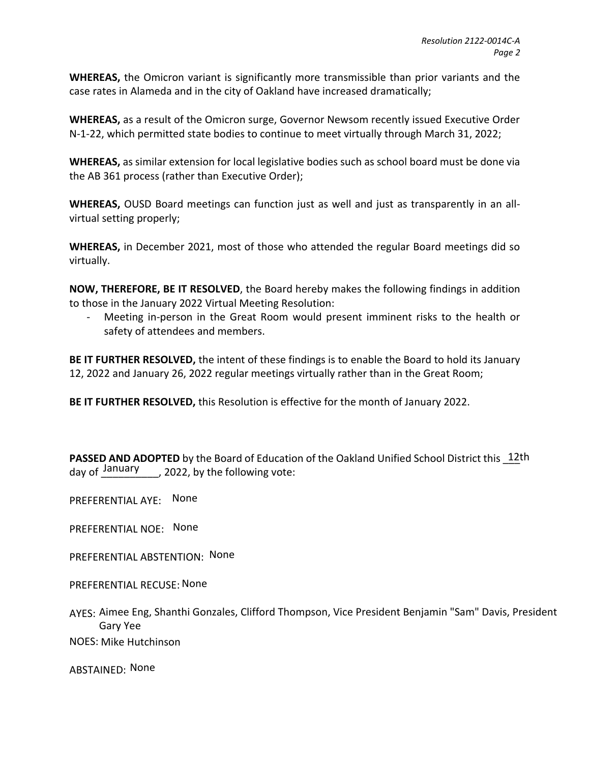**WHEREAS,** the Omicron variant is significantly more transmissible than prior variants and the case rates in Alameda and in the city of Oakland have increased dramatically;

**WHEREAS,** as a result of the Omicron surge, Governor Newsom recently issued Executive Order N-1-22, which permitted state bodies to continue to meet virtually through March 31, 2022;

**WHEREAS,** as similar extension for local legislative bodies such as school board must be done via the AB 361 process (rather than Executive Order);

**WHEREAS,** OUSD Board meetings can function just as well and just as transparently in an all-virtual setting properly;

**WHEREAS,** in December 2021, most of those who attended the regular Board meetings did so virtually.

**NOW, THEREFORE, BE IT RESOLVED**, the Board hereby makes the following findings in addition to those in the January 2022 Virtual Meeting Resolution:

- Meeting in-person in the Great Room would present imminent risks to the health or safety of attendees and members.

**BE IT FURTHER RESOLVED,** the intent of these findings is to enable the Board to hold its January 12, 2022 and January 26, 2022 regular meetings virtually rather than in the Great Room;

**BE IT FURTHER RESOLVED,** this Resolution is effective for the month of January 2022.

**PASSED AND ADOPTED** by the Board of Education of the Oakland Unified School District this 12th day of January, 2022, by the following vote:

PREFERENTIAL AYE: None

PREFERENTIAL NOE: None

PREFERENTIAL ABSTENTION: None

PREFERENTIAL RECUSE: None

AYES: Aimee Eng, Shanthi Gonzales, Clifford Thompson, Vice President Benjamin "Sam" Davis, President Gary Yee

NOES: Mike Hutchinson

ABSTAINED: None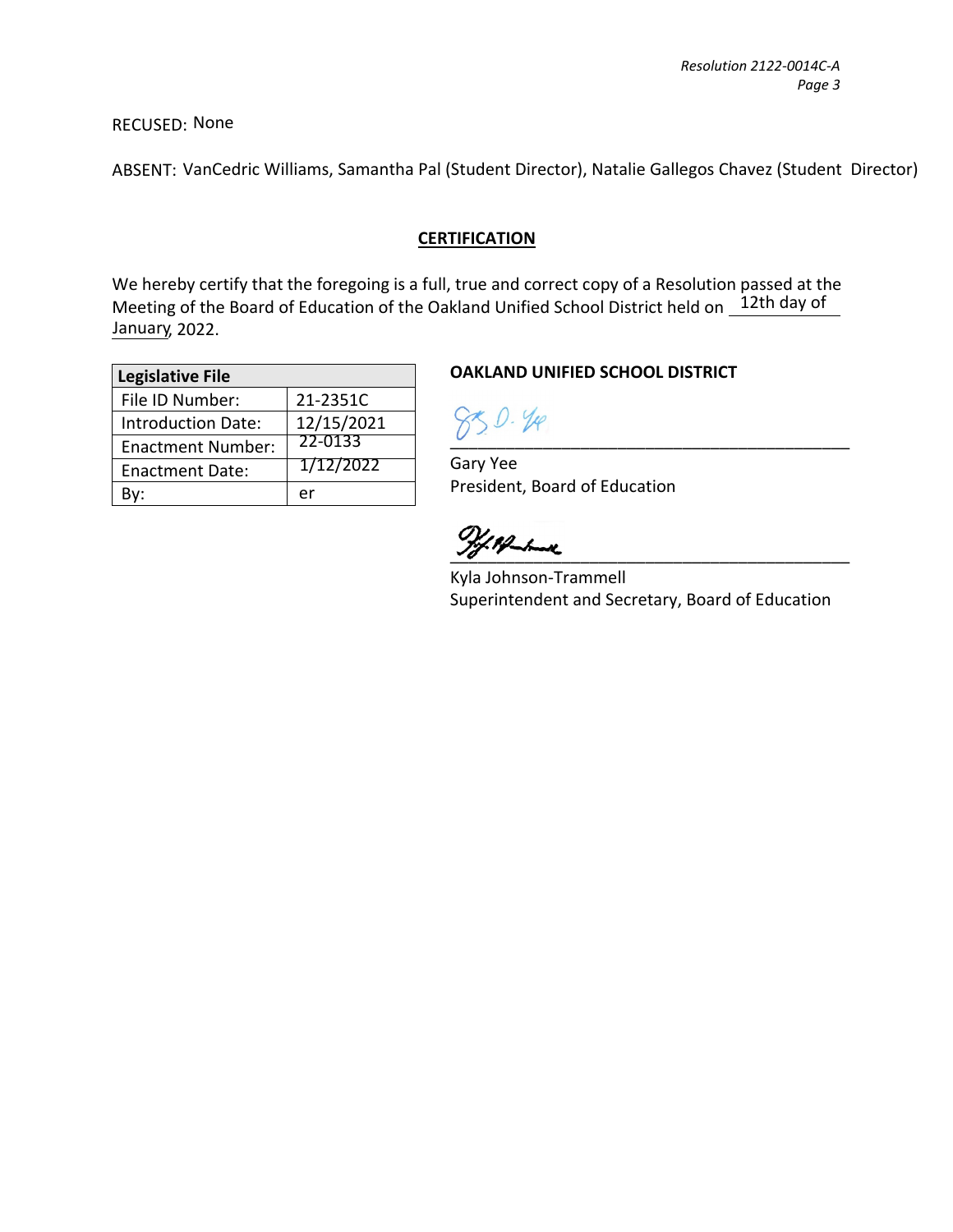RECUSED: None

ABSENT: VanCedric Williams, Samantha Pal (Student Director), Natalie Gallegos Chavez (Student Director)

## CERTIFICATION

We hereby certify that the foregoing is a full, true and correct copy of a Resolution passed at the Meeting of the Board of Education of the Oakland Unified School District held on 12th day of January, 2022.

| Legislative File | |
|---|---|
| File ID Number: | 21-2351C |
| Introduction Date: | 12/15/2021 |
| Enactment Number: | 22-0133 |
| Enactment Date: | 1/12/2022 |
| By: | er |

**OAKLAND UNIFIED SCHOOL DISTRICT**

\_\_\_\_\_\_\_\_\_\_\_\_\_\_\_\_\_\_\_\_\_\_\_\_\_\_\_\_\_\_\_\_\_\_\_\_\_\_\_\_\_\_\_\_
Gary Yee
President, Board of Education

\_\_\_\_\_\_\_\_\_\_\_\_\_\_\_\_\_\_\_\_\_\_\_\_\_\_\_\_\_\_\_\_\_\_\_\_\_\_\_\_\_\_\_\_
Kyla Johnson-Trammell
Superintendent and Secretary, Board of Education